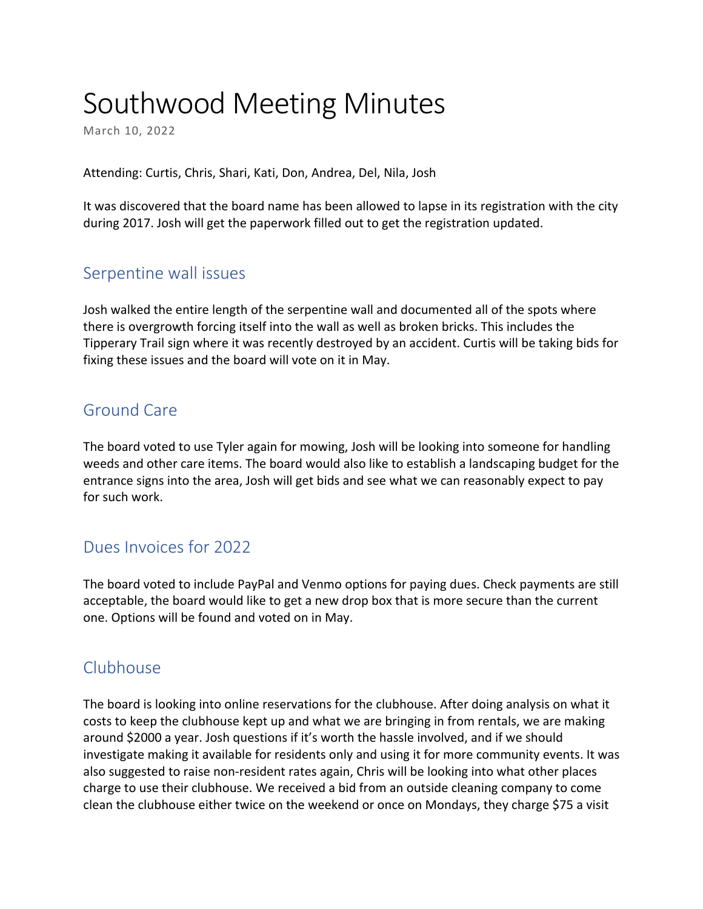# Southwood Meeting Minutes

March 10, 2022

Attending: Curtis, Chris, Shari, Kati, Don, Andrea, Del, Nila, Josh

It was discovered that the board name has been allowed to lapse in its registration with the city during 2017. Josh will get the paperwork filled out to get the registration updated.

## Serpentine wall issues

Josh walked the entire length of the serpentine wall and documented all of the spots where there is overgrowth forcing itself into the wall as well as broken bricks. This includes the Tipperary Trail sign where it was recently destroyed by an accident. Curtis will be taking bids for fixing these issues and the board will vote on it in May.

## Ground Care

The board voted to use Tyler again for mowing, Josh will be looking into someone for handling weeds and other care items. The board would also like to establish a landscaping budget for the entrance signs into the area, Josh will get bids and see what we can reasonably expect to pay for such work.

## Dues Invoices for 2022

The board voted to include PayPal and Venmo options for paying dues. Check payments are still acceptable, the board would like to get a new drop box that is more secure than the current one. Options will be found and voted on in May.

## Clubhouse

The board is looking into online reservations for the clubhouse. After doing analysis on what it costs to keep the clubhouse kept up and what we are bringing in from rentals, we are making around $2000 a year. Josh questions if it's worth the hassle involved, and if we should investigate making it available for residents only and using it for more community events. It was also suggested to raise non-resident rates again, Chris will be looking into what other places charge to use their clubhouse. We received a bid from an outside cleaning company to come clean the clubhouse either twice on the weekend or once on Mondays, they charge $75 a visit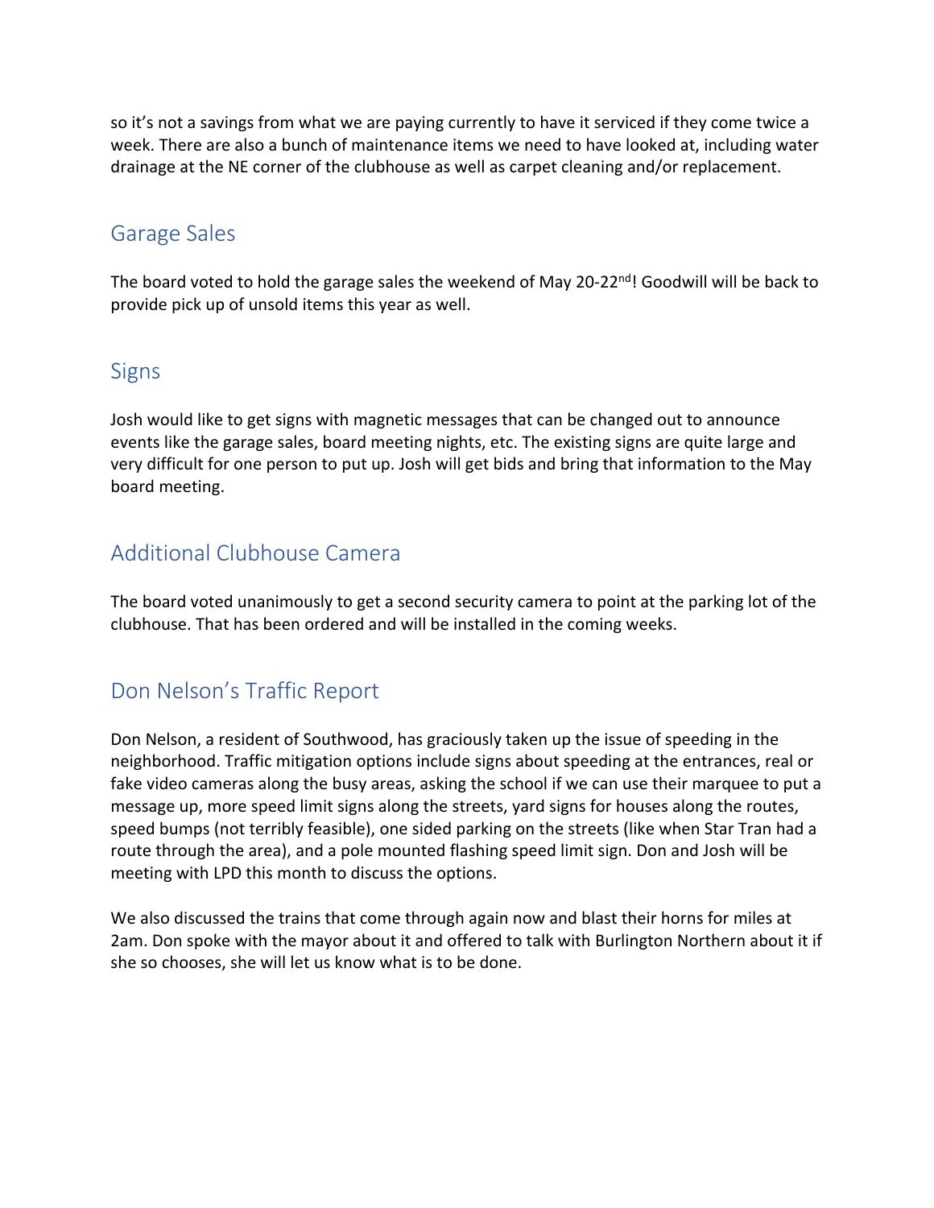so it's not a savings from what we are paying currently to have it serviced if they come twice a week. There are also a bunch of maintenance items we need to have looked at, including water drainage at the NE corner of the clubhouse as well as carpet cleaning and/or replacement.

## Garage Sales

The board voted to hold the garage sales the weekend of May 20-22nd! Goodwill will be back to provide pick up of unsold items this year as well.

## Signs

Josh would like to get signs with magnetic messages that can be changed out to announce events like the garage sales, board meeting nights, etc. The existing signs are quite large and very difficult for one person to put up. Josh will get bids and bring that information to the May board meeting.

## Additional Clubhouse Camera

The board voted unanimously to get a second security camera to point at the parking lot of the clubhouse. That has been ordered and will be installed in the coming weeks.

## Don Nelson's Traffic Report

Don Nelson, a resident of Southwood, has graciously taken up the issue of speeding in the neighborhood. Traffic mitigation options include signs about speeding at the entrances, real or fake video cameras along the busy areas, asking the school if we can use their marquee to put a message up, more speed limit signs along the streets, yard signs for houses along the routes, speed bumps (not terribly feasible), one sided parking on the streets (like when Star Tran had a route through the area), and a pole mounted flashing speed limit sign. Don and Josh will be meeting with LPD this month to discuss the options.

We also discussed the trains that come through again now and blast their horns for miles at 2am. Don spoke with the mayor about it and offered to talk with Burlington Northern about it if she so chooses, she will let us know what is to be done.